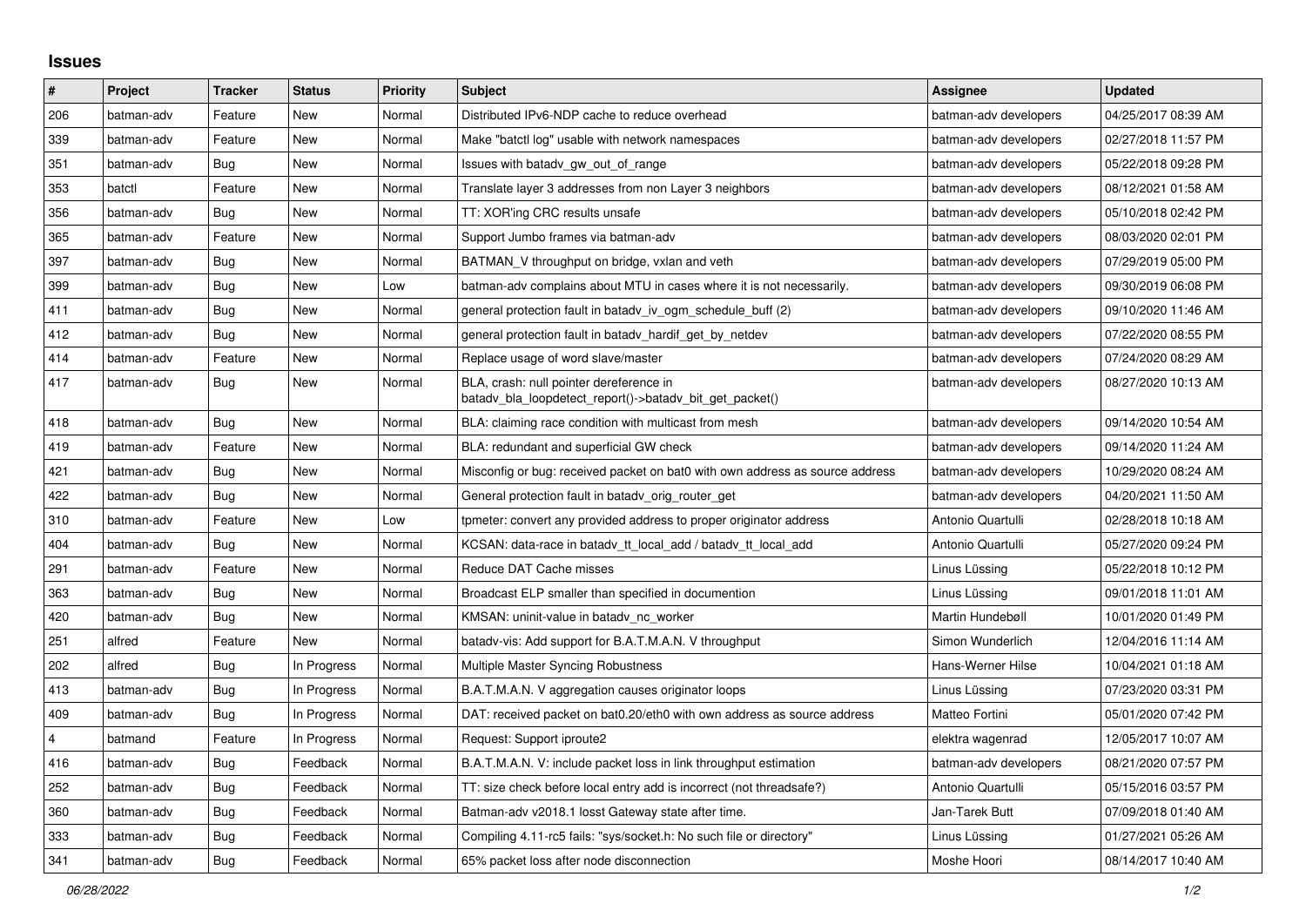## Issues

| # | Project | Tracker | Status | Priority | Subject | Assignee | Updated |
|---|---|---|---|---|---|---|---|
| 206 | batman-adv | Feature | New | Normal | Distributed IPv6-NDP cache to reduce overhead | batman-adv developers | 04/25/2017 08:39 AM |
| 339 | batman-adv | Feature | New | Normal | Make "batctl log" usable with network namespaces | batman-adv developers | 02/27/2018 11:57 PM |
| 351 | batman-adv | Bug | New | Normal | Issues with batadv_gw_out_of_range | batman-adv developers | 05/22/2018 09:28 PM |
| 353 | batctl | Feature | New | Normal | Translate layer 3 addresses from non Layer 3 neighbors | batman-adv developers | 08/12/2021 01:58 AM |
| 356 | batman-adv | Bug | New | Normal | TT: XOR'ing CRC results unsafe | batman-adv developers | 05/10/2018 02:42 PM |
| 365 | batman-adv | Feature | New | Normal | Support Jumbo frames via batman-adv | batman-adv developers | 08/03/2020 02:01 PM |
| 397 | batman-adv | Bug | New | Normal | BATMAN_V throughput on bridge, vxlan and veth | batman-adv developers | 07/29/2019 05:00 PM |
| 399 | batman-adv | Bug | New | Low | batman-adv complains about MTU in cases where it is not necessarily. | batman-adv developers | 09/30/2019 06:08 PM |
| 411 | batman-adv | Bug | New | Normal | general protection fault in batadv_iv_ogm_schedule_buff (2) | batman-adv developers | 09/10/2020 11:46 AM |
| 412 | batman-adv | Bug | New | Normal | general protection fault in batadv_hardif_get_by_netdev | batman-adv developers | 07/22/2020 08:55 PM |
| 414 | batman-adv | Feature | New | Normal | Replace usage of word slave/master | batman-adv developers | 07/24/2020 08:29 AM |
| 417 | batman-adv | Bug | New | Normal | BLA, crash: null pointer dereference in batadv_bla_loopdetect_report()->batadv_bit_get_packet() | batman-adv developers | 08/27/2020 10:13 AM |
| 418 | batman-adv | Bug | New | Normal | BLA: claiming race condition with multicast from mesh | batman-adv developers | 09/14/2020 10:54 AM |
| 419 | batman-adv | Feature | New | Normal | BLA: redundant and superficial GW check | batman-adv developers | 09/14/2020 11:24 AM |
| 421 | batman-adv | Bug | New | Normal | Misconfig or bug: received packet on bat0 with own address as source address | batman-adv developers | 10/29/2020 08:24 AM |
| 422 | batman-adv | Bug | New | Normal | General protection fault in batadv_orig_router_get | batman-adv developers | 04/20/2021 11:50 AM |
| 310 | batman-adv | Feature | New | Low | tpmeter: convert any provided address to proper originator address | Antonio Quartulli | 02/28/2018 10:18 AM |
| 404 | batman-adv | Bug | New | Normal | KCSAN: data-race in batadv_tt_local_add / batadv_tt_local_add | Antonio Quartulli | 05/27/2020 09:24 PM |
| 291 | batman-adv | Feature | New | Normal | Reduce DAT Cache misses | Linus Lüssing | 05/22/2018 10:12 PM |
| 363 | batman-adv | Bug | New | Normal | Broadcast ELP smaller than specified in documention | Linus Lüssing | 09/01/2018 11:01 AM |
| 420 | batman-adv | Bug | New | Normal | KMSAN: uninit-value in batadv_nc_worker | Martin Hundebøll | 10/01/2020 01:49 PM |
| 251 | alfred | Feature | New | Normal | batadv-vis: Add support for B.A.T.M.A.N. V throughput | Simon Wunderlich | 12/04/2016 11:14 AM |
| 202 | alfred | Bug | In Progress | Normal | Multiple Master Syncing Robustness | Hans-Werner Hilse | 10/04/2021 01:18 AM |
| 413 | batman-adv | Bug | In Progress | Normal | B.A.T.M.A.N. V aggregation causes originator loops | Linus Lüssing | 07/23/2020 03:31 PM |
| 409 | batman-adv | Bug | In Progress | Normal | DAT: received packet on bat0.20/eth0 with own address as source address | Matteo Fortini | 05/01/2020 07:42 PM |
| 4 | batmand | Feature | In Progress | Normal | Request: Support iproute2 | elektra wagenrad | 12/05/2017 10:07 AM |
| 416 | batman-adv | Bug | Feedback | Normal | B.A.T.M.A.N. V: include packet loss in link throughput estimation | batman-adv developers | 08/21/2020 07:57 PM |
| 252 | batman-adv | Bug | Feedback | Normal | TT: size check before local entry add is incorrect (not threadsafe?) | Antonio Quartulli | 05/15/2016 03:57 PM |
| 360 | batman-adv | Bug | Feedback | Normal | Batman-adv v2018.1 losst Gateway state after time. | Jan-Tarek Butt | 07/09/2018 01:40 AM |
| 333 | batman-adv | Bug | Feedback | Normal | Compiling 4.11-rc5 fails: "sys/socket.h: No such file or directory" | Linus Lüssing | 01/27/2021 05:26 AM |
| 341 | batman-adv | Bug | Feedback | Normal | 65% packet loss after node disconnection | Moshe Hoori | 08/14/2017 10:40 AM |

*06/28/2022*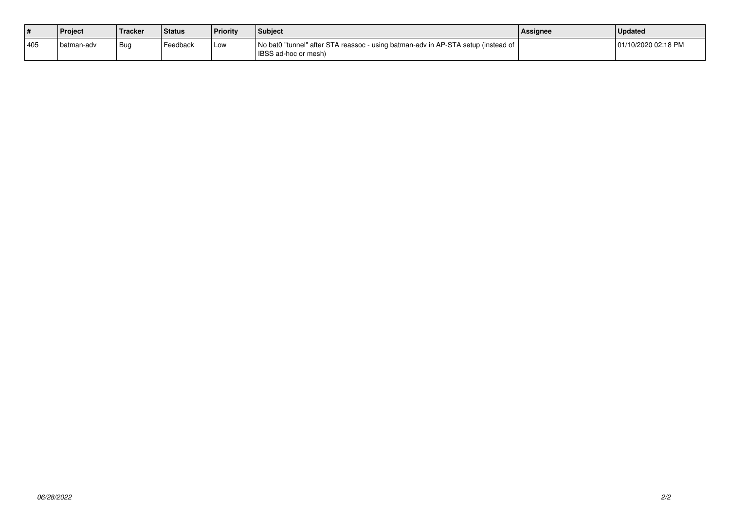| # | Project | Tracker | Status | Priority | Subject | Assignee | Updated |
|---|---|---|---|---|---|---|---|
| 405 | batman-adv | Bug | Feedback | Low | No bat0 "tunnel" after STA reassoc - using batman-adv in AP-STA setup (instead of IBSS ad-hoc or mesh) | | 01/10/2020 02:18 PM |